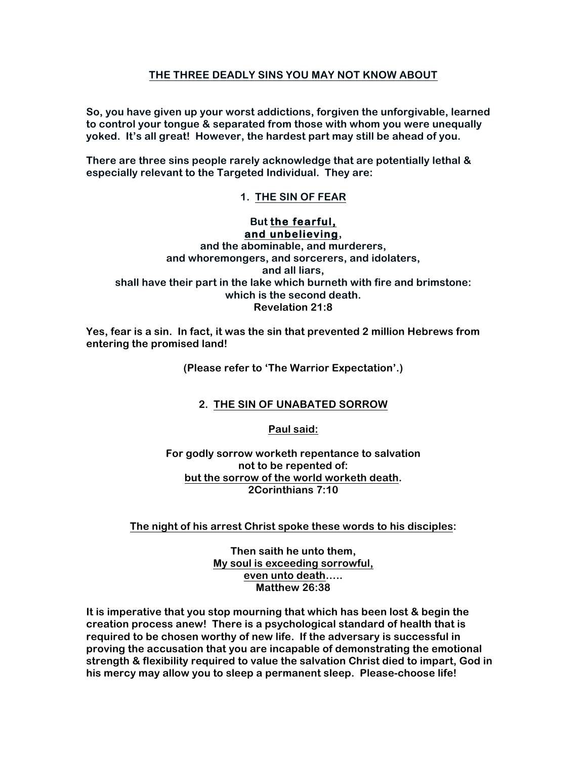## THE THREE DEADLY SINS YOU MAY NOT KNOW ABOUT

**So, you have given up your worst addictions, forgiven the unforgivable, learned to control your tongue & separated from those with whom you were unequally yoked. It's all great! However, the hardest part may still be ahead of you.**

**There are three sins people rarely acknowledge that are potentially lethal & especially relevant to the Targeted Individual. They are:**

### 1. THE SIN OF FEAR

**But the fearful,**
**and unbelieving,**
**and the abominable, and murderers,**
**and whoremongers, and sorcerers, and idolaters,**
**and all liars,**
**shall have their part in the lake which burneth with fire and brimstone:**
**which is the second death.**
**Revelation 21:8**

**Yes, fear is a sin. In fact, it was the sin that prevented 2 million Hebrews from entering the promised land!**

**(Please refer to 'The Warrior Expectation'.)**

### 2. THE SIN OF UNABATED SORROW

**Paul said:**

**For godly sorrow worketh repentance to salvation**
**not to be repented of:**
**but the sorrow of the world worketh death.**
**2Corinthians 7:10**

**The night of his arrest Christ spoke these words to his disciples:**

**Then saith he unto them,**
**My soul is exceeding sorrowful,**
**even unto death…..**
**Matthew 26:38**

**It is imperative that you stop mourning that which has been lost & begin the creation process anew! There is a psychological standard of health that is required to be chosen worthy of new life. If the adversary is successful in proving the accusation that you are incapable of demonstrating the emotional strength & flexibility required to value the salvation Christ died to impart, God in his mercy may allow you to sleep a permanent sleep. Please-choose life!**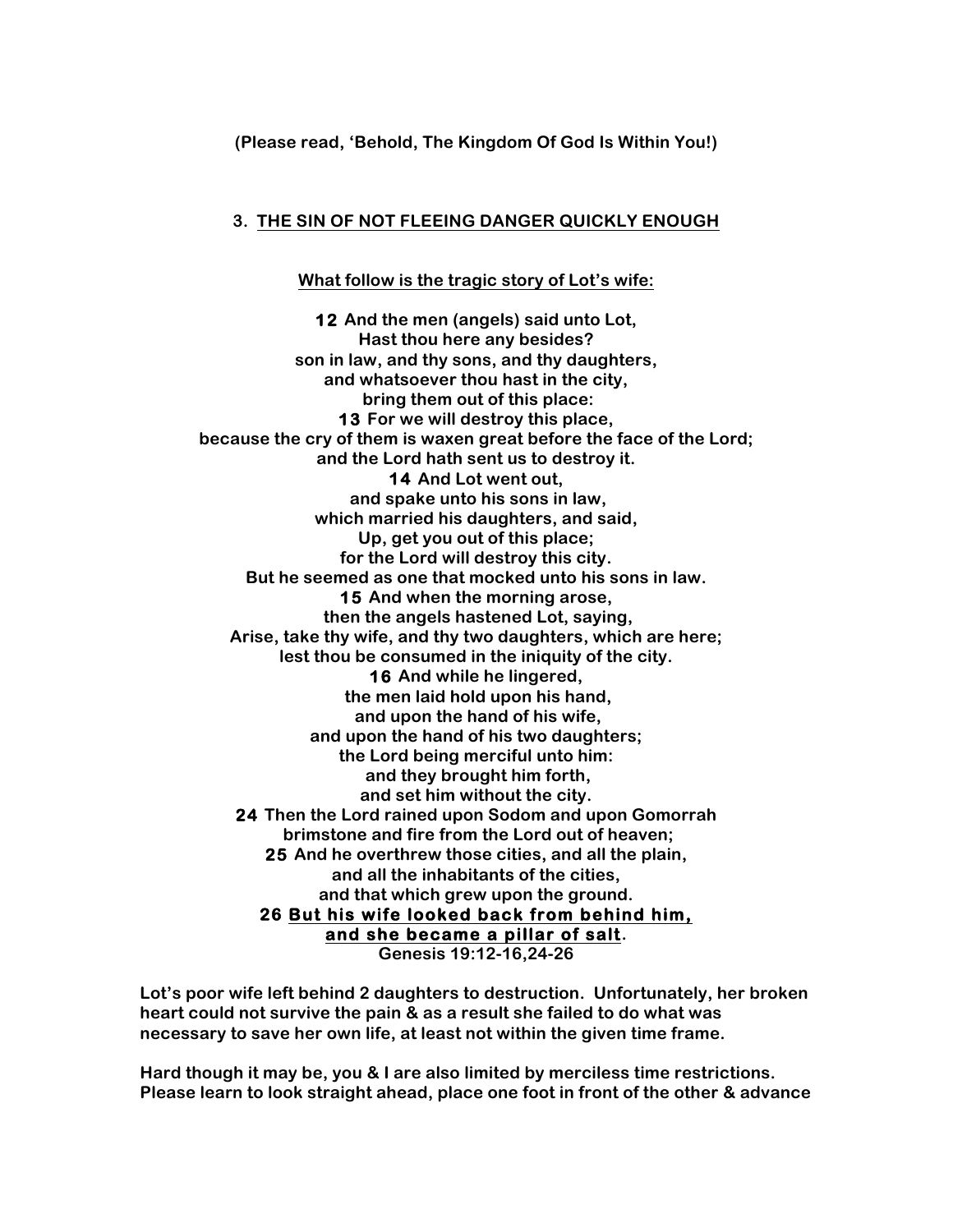**(Please read, 'Behold, The Kingdom Of God Is Within You!)**

## 3. THE SIN OF NOT FLEEING DANGER QUICKLY ENOUGH

**What follow is the tragic story of Lot's wife:**

**12 And the men (angels) said unto Lot,**
**Hast thou here any besides?**
**son in law, and thy sons, and thy daughters,**
**and whatsoever thou hast in the city,**
**bring them out of this place:**
**13 For we will destroy this place,**
**because the cry of them is waxen great before the face of the Lord;**
**and the Lord hath sent us to destroy it.**
**14 And Lot went out,**
**and spake unto his sons in law,**
**which married his daughters, and said,**
**Up, get you out of this place;**
**for the Lord will destroy this city.**
**But he seemed as one that mocked unto his sons in law.**
**15 And when the morning arose,**
**then the angels hastened Lot, saying,**
**Arise, take thy wife, and thy two daughters, which are here;**
**lest thou be consumed in the iniquity of the city.**
**16 And while he lingered,**
**the men laid hold upon his hand,**
**and upon the hand of his wife,**
**and upon the hand of his two daughters;**
**the Lord being merciful unto him:**
**and they brought him forth,**
**and set him without the city.**
**24 Then the Lord rained upon Sodom and upon Gomorrah**
**brimstone and fire from the Lord out of heaven;**
**25 And he overthrew those cities, and all the plain,**
**and all the inhabitants of the cities,**
**and that which grew upon the ground.**
**26 But his wife looked back from behind him,**
**and she became a pillar of salt.**
**Genesis 19:12-16,24-26**

**Lot's poor wife left behind 2 daughters to destruction. Unfortunately, her broken heart could not survive the pain & as a result she failed to do what was necessary to save her own life, at least not within the given time frame.**

**Hard though it may be, you & I are also limited by merciless time restrictions. Please learn to look straight ahead, place one foot in front of the other & advance**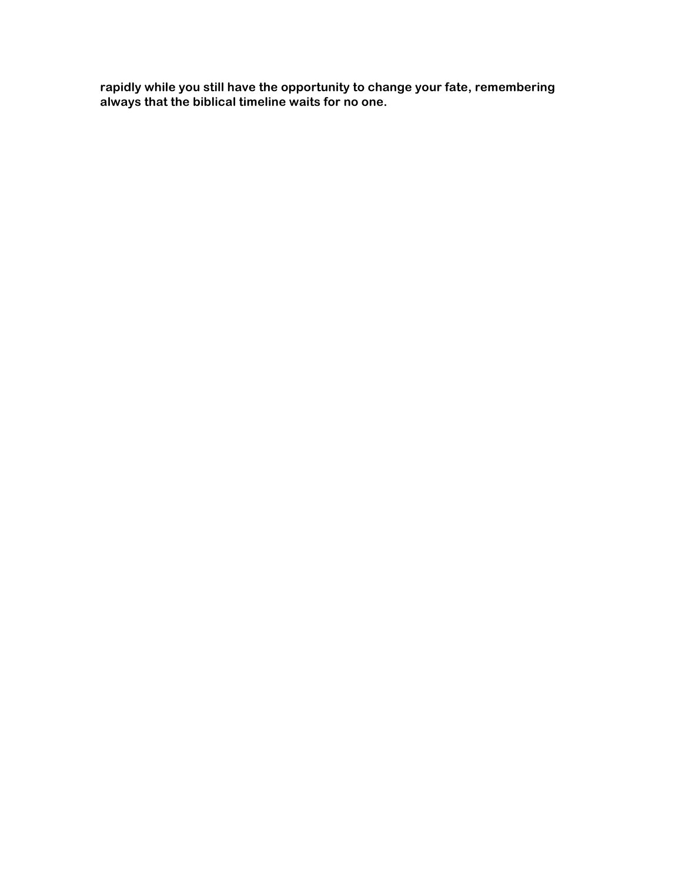**rapidly while you still have the opportunity to change your fate, remembering always that the biblical timeline waits for no one.**